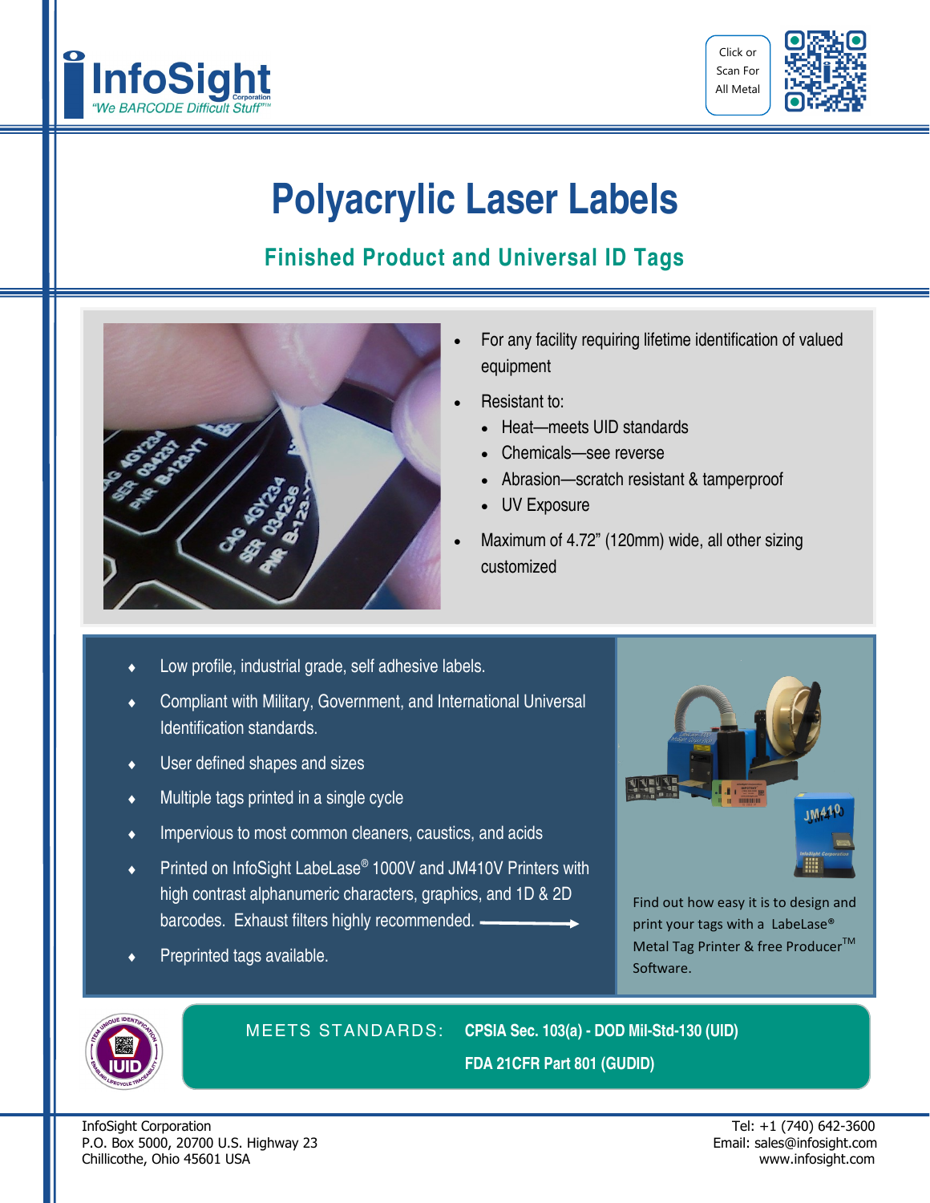InfoSight Corporation
"We BARCODE Difficult Stuff"™

Click or Scan For All Metal

# Polyacrylic Laser Labels

## Finished Product and Universal ID Tags

- For any facility requiring lifetime identification of valued equipment
- Resistant to:
  - Heat—meets UID standards
  - Chemicals—see reverse
  - Abrasion—scratch resistant & tamperproof
  - UV Exposure
- Maximum of 4.72" (120mm) wide, all other sizing customized

- Low profile, industrial grade, self adhesive labels.
- Compliant with Military, Government, and International Universal Identification standards.
- User defined shapes and sizes
- Multiple tags printed in a single cycle
- Impervious to most common cleaners, caustics, and acids
- Printed on InfoSight LabeLase® 1000V and JM410V Printers with high contrast alphanumeric characters, graphics, and 1D & 2D barcodes. Exhaust filters highly recommended. →
- Preprinted tags available.

Find out how easy it is to design and print your tags with a LabeLase® Metal Tag Printer & free Producer™ Software.

MEETS STANDARDS: **CPSIA Sec. 103(a) - DOD Mil-Std-130 (UID)**
**FDA 21CFR Part 801 (GUDID)**

InfoSight Corporation
P.O. Box 5000, 20700 U.S. Highway 23
Chillicothe, Ohio 45601 USA

Tel: +1 (740) 642-3600
Email: sales@infosight.com
www.infosight.com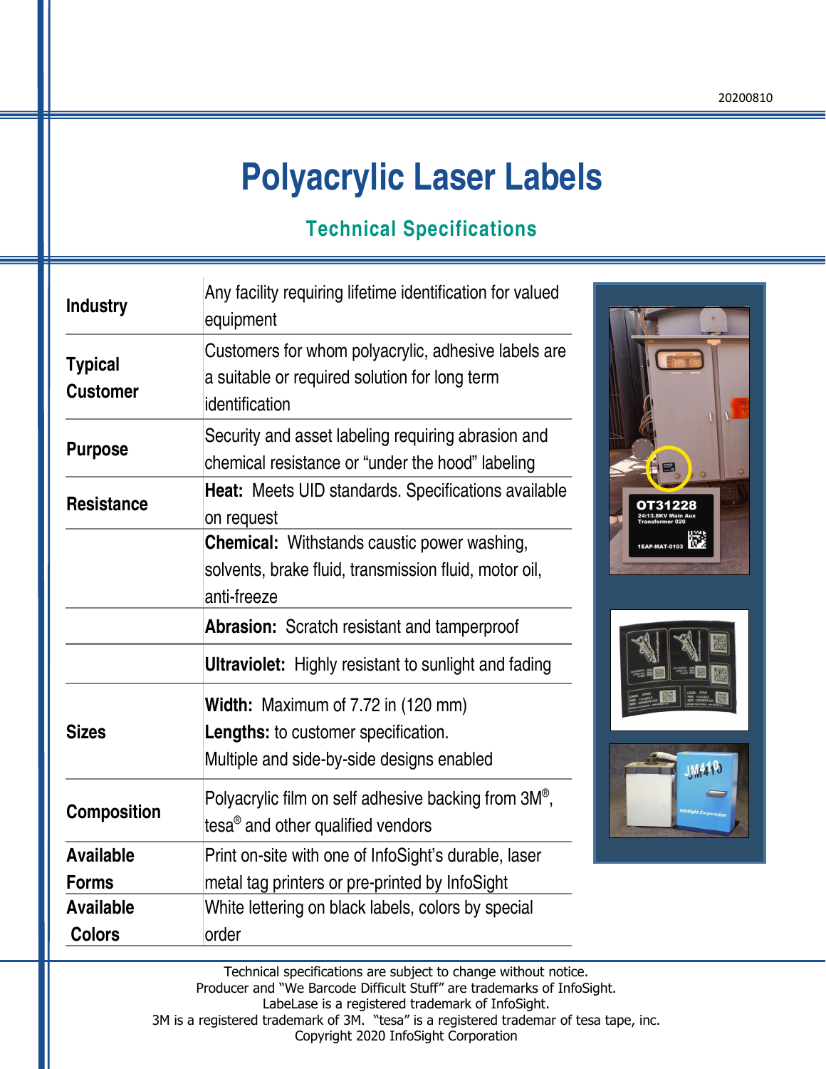20200810

# Polyacrylic Laser Labels

## Technical Specifications

| | |
|---|---|
| **Industry** | Any facility requiring lifetime identification for valued equipment |
| **Typical Customer** | Customers for whom polyacrylic, adhesive labels are a suitable or required solution for long term identification |
| **Purpose** | Security and asset labeling requiring abrasion and chemical resistance or "under the hood" labeling |
| **Resistance** | **Heat:** Meets UID standards. Specifications available on request |
| | **Chemical:** Withstands caustic power washing, solvents, brake fluid, transmission fluid, motor oil, anti-freeze |
| | **Abrasion:** Scratch resistant and tamperproof |
| | **Ultraviolet:** Highly resistant to sunlight and fading |
| **Sizes** | **Width:** Maximum of 7.72 in (120 mm)<br>**Lengths:** to customer specification.<br>Multiple and side-by-side designs enabled |
| **Composition** | Polyacrylic film on self adhesive backing from 3M®, tesa® and other qualified vendors |
| **Available Forms** | Print on-site with one of InfoSight's durable, laser metal tag printers or pre-printed by InfoSight |
| **Available Colors** | White lettering on black labels, colors by special order |

Technical specifications are subject to change without notice.
Producer and "We Barcode Difficult Stuff" are trademarks of InfoSight.
LabeLase is a registered trademark of InfoSight.
3M is a registered trademark of 3M. "tesa" is a registered trademar of tesa tape, inc.
Copyright 2020 InfoSight Corporation